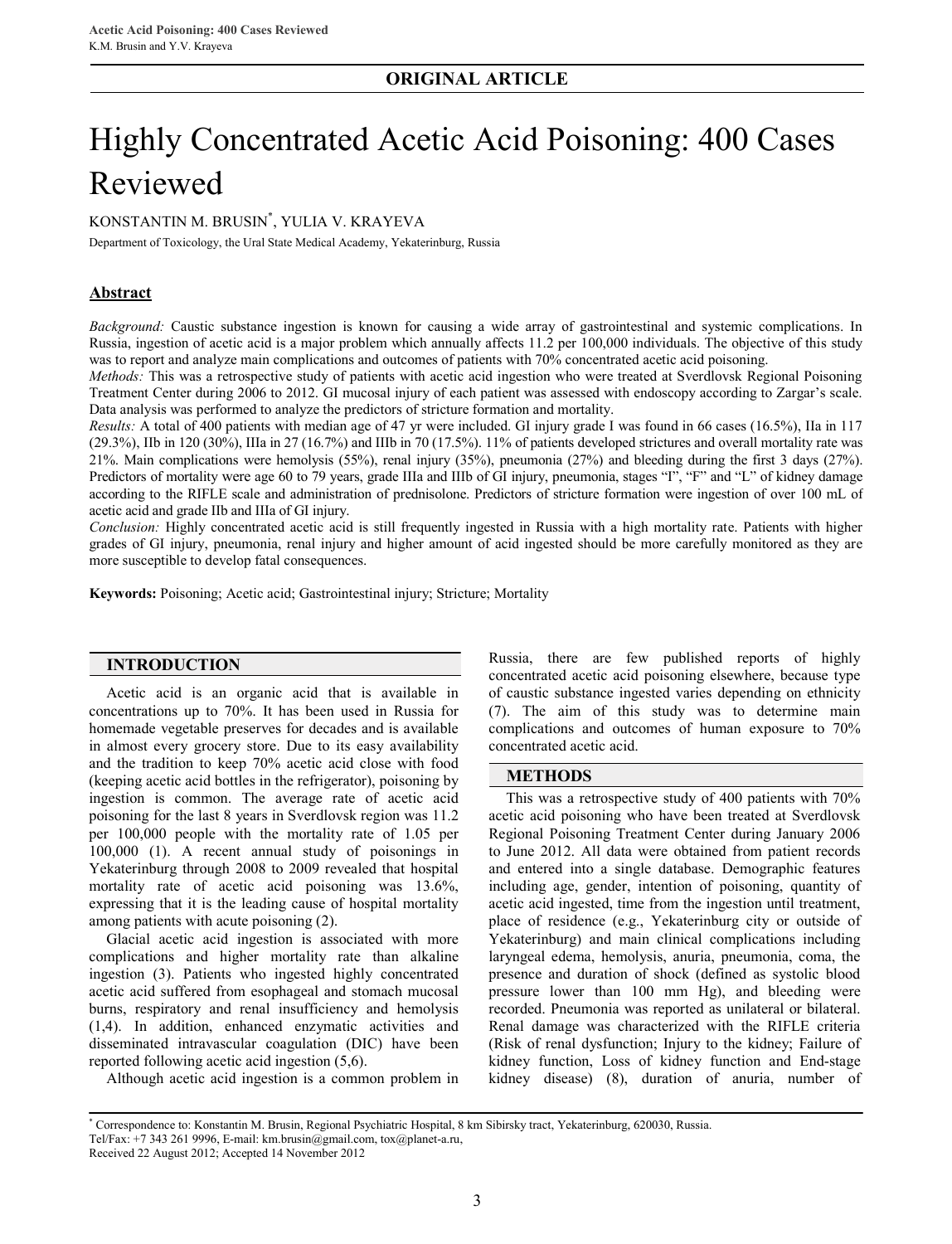**ORIGINAL ARTICLE**

# Highly Concentrated Acetic Acid Poisoning: 400 Cases Reviewed

KONSTANTIN M. BRUSIN[*], YULIA V. KRAYEVA

Department of Toxicology, the Ural State Medical Academy, Yekaterinburg, Russia

## Abstract

*Background:* Caustic substance ingestion is known for causing a wide array of gastrointestinal and systemic complications. In Russia, ingestion of acetic acid is a major problem which annually affects 11.2 per 100,000 individuals. The objective of this study was to report and analyze main complications and outcomes of patients with 70% concentrated acetic acid poisoning.

*Methods:* This was a retrospective study of patients with acetic acid ingestion who were treated at Sverdlovsk Regional Poisoning Treatment Center during 2006 to 2012. GI mucosal injury of each patient was assessed with endoscopy according to Zargar's scale. Data analysis was performed to analyze the predictors of stricture formation and mortality.

*Results:* A total of 400 patients with median age of 47 yr were included. GI injury grade I was found in 66 cases (16.5%), IIa in 117 (29.3%), IIb in 120 (30%), IIIa in 27 (16.7%) and IIIb in 70 (17.5%). 11% of patients developed strictures and overall mortality rate was 21%. Main complications were hemolysis (55%), renal injury (35%), pneumonia (27%) and bleeding during the first 3 days (27%). Predictors of mortality were age 60 to 79 years, grade IIIa and IIIb of GI injury, pneumonia, stages "I", "F" and "L" of kidney damage according to the RIFLE scale and administration of prednisolone. Predictors of stricture formation were ingestion of over 100 mL of acetic acid and grade IIb and IIIa of GI injury.

*Conclusion:* Highly concentrated acetic acid is still frequently ingested in Russia with a high mortality rate. Patients with higher grades of GI injury, pneumonia, renal injury and higher amount of acid ingested should be more carefully monitored as they are more susceptible to develop fatal consequences.

**Keywords:** Poisoning; Acetic acid; Gastrointestinal injury; Stricture; Mortality

## INTRODUCTION

Acetic acid is an organic acid that is available in concentrations up to 70%. It has been used in Russia for homemade vegetable preserves for decades and is available in almost every grocery store. Due to its easy availability and the tradition to keep 70% acetic acid close with food (keeping acetic acid bottles in the refrigerator), poisoning by ingestion is common. The average rate of acetic acid poisoning for the last 8 years in Sverdlovsk region was 11.2 per 100,000 people with the mortality rate of 1.05 per 100,000 (1). A recent annual study of poisonings in Yekaterinburg through 2008 to 2009 revealed that hospital mortality rate of acetic acid poisoning was 13.6%, expressing that it is the leading cause of hospital mortality among patients with acute poisoning (2).

Glacial acetic acid ingestion is associated with more complications and higher mortality rate than alkaline ingestion (3). Patients who ingested highly concentrated acetic acid suffered from esophageal and stomach mucosal burns, respiratory and renal insufficiency and hemolysis (1,4). In addition, enhanced enzymatic activities and disseminated intravascular coagulation (DIC) have been reported following acetic acid ingestion (5,6).

Although acetic acid ingestion is a common problem in Russia, there are few published reports of highly concentrated acetic acid poisoning elsewhere, because type of caustic substance ingested varies depending on ethnicity (7). The aim of this study was to determine main complications and outcomes of human exposure to 70% concentrated acetic acid.

## METHODS

This was a retrospective study of 400 patients with 70% acetic acid poisoning who have been treated at Sverdlovsk Regional Poisoning Treatment Center during January 2006 to June 2012. All data were obtained from patient records and entered into a single database. Demographic features including age, gender, intention of poisoning, quantity of acetic acid ingested, time from the ingestion until treatment, place of residence (e.g., Yekaterinburg city or outside of Yekaterinburg) and main clinical complications including laryngeal edema, hemolysis, anuria, pneumonia, coma, the presence and duration of shock (defined as systolic blood pressure lower than 100 mm Hg), and bleeding were recorded. Pneumonia was reported as unilateral or bilateral. Renal damage was characterized with the RIFLE criteria (Risk of renal dysfunction; Injury to the kidney; Failure of kidney function, Loss of kidney function and End-stage kidney disease) (8), duration of anuria, number of

---

[*] Correspondence to: Konstantin M. Brusin, Regional Psychiatric Hospital, 8 km Sibirsky tract, Yekaterinburg, 620030, Russia.
Tel/Fax: +7 343 261 9996, E-mail: km.brusin@gmail.com, tox@planet-a.ru,
Received 22 August 2012; Accepted 14 November 2012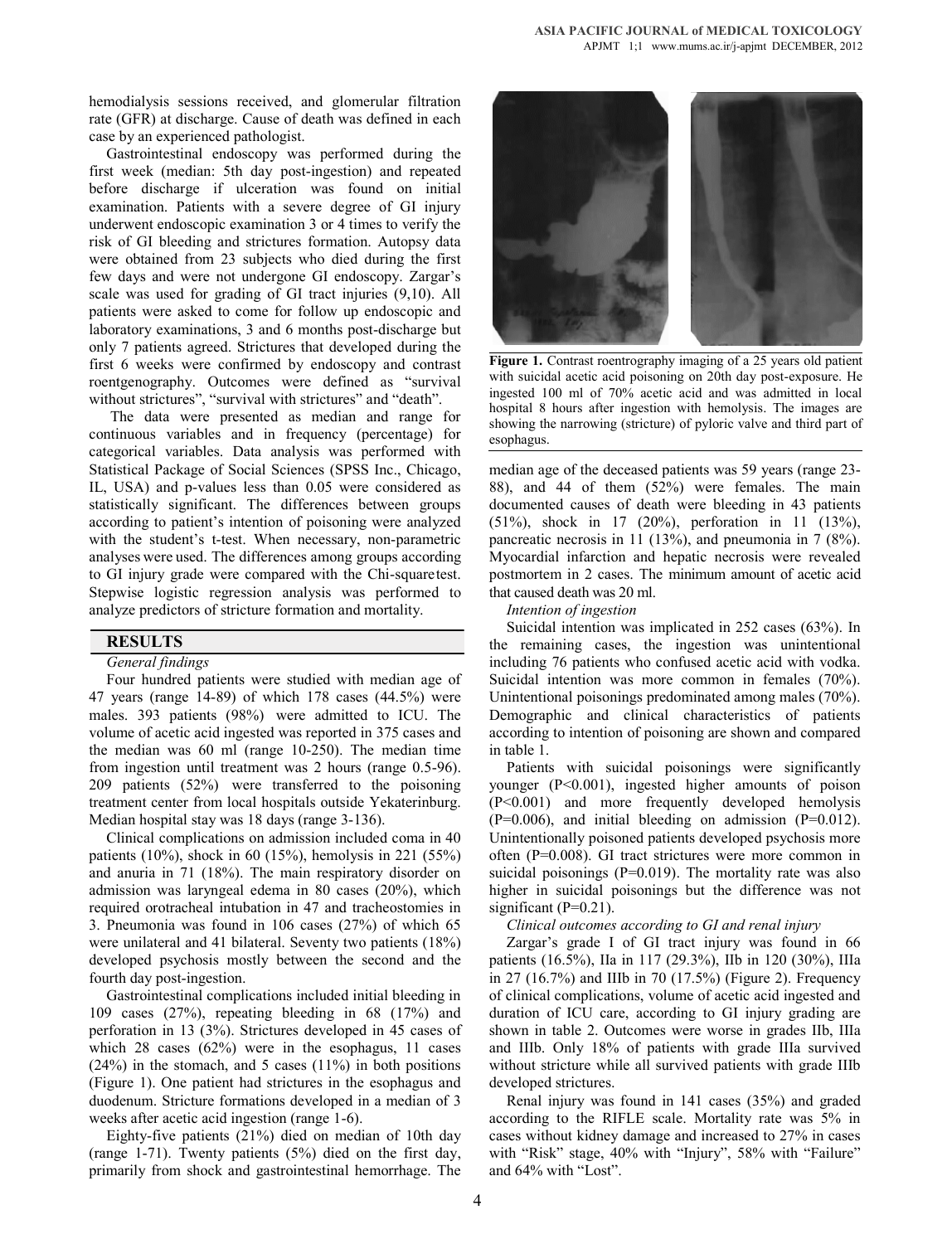hemodialysis sessions received, and glomerular filtration rate (GFR) at discharge. Cause of death was defined in each case by an experienced pathologist.

Gastrointestinal endoscopy was performed during the first week (median: 5th day post-ingestion) and repeated before discharge if ulceration was found on initial examination. Patients with a severe degree of GI injury underwent endoscopic examination 3 or 4 times to verify the risk of GI bleeding and strictures formation. Autopsy data were obtained from 23 subjects who died during the first few days and were not undergone GI endoscopy. Zargar's scale was used for grading of GI tract injuries (9,10). All patients were asked to come for follow up endoscopic and laboratory examinations, 3 and 6 months post-discharge but only 7 patients agreed. Strictures that developed during the first 6 weeks were confirmed by endoscopy and contrast roentgenography. Outcomes were defined as "survival without strictures", "survival with strictures" and "death".

The data were presented as median and range for continuous variables and in frequency (percentage) for categorical variables. Data analysis was performed with Statistical Package of Social Sciences (SPSS Inc., Chicago, IL, USA) and p-values less than 0.05 were considered as statistically significant. The differences between groups according to patient's intention of poisoning were analyzed with the student's t-test. When necessary, non-parametric analyses were used. The differences among groups according to GI injury grade were compared with the Chi-square test. Stepwise logistic regression analysis was performed to analyze predictors of stricture formation and mortality.

## RESULTS

*General findings*

Four hundred patients were studied with median age of 47 years (range 14-89) of which 178 cases (44.5%) were males. 393 patients (98%) were admitted to ICU. The volume of acetic acid ingested was reported in 375 cases and the median was 60 ml (range 10-250). The median time from ingestion until treatment was 2 hours (range 0.5-96). 209 patients (52%) were transferred to the poisoning treatment center from local hospitals outside Yekaterinburg. Median hospital stay was 18 days (range 3-136).

Clinical complications on admission included coma in 40 patients (10%), shock in 60 (15%), hemolysis in 221 (55%) and anuria in 71 (18%). The main respiratory disorder on admission was laryngeal edema in 80 cases (20%), which required orotracheal intubation in 47 and tracheostomies in 3. Pneumonia was found in 106 cases (27%) of which 65 were unilateral and 41 bilateral. Seventy two patients (18%) developed psychosis mostly between the second and the fourth day post-ingestion.

Gastrointestinal complications included initial bleeding in 109 cases (27%), repeating bleeding in 68 (17%) and perforation in 13 (3%). Strictures developed in 45 cases of which 28 cases (62%) were in the esophagus, 11 cases (24%) in the stomach, and 5 cases (11%) in both positions (Figure 1). One patient had strictures in the esophagus and duodenum. Stricture formations developed in a median of 3 weeks after acetic acid ingestion (range 1-6).

Eighty-five patients (21%) died on median of 10th day (range 1-71). Twenty patients (5%) died on the first day, primarily from shock and gastrointestinal hemorrhage. The median age of the deceased patients was 59 years (range 23-88), and 44 of them (52%) were females. The main documented causes of death were bleeding in 43 patients (51%), shock in 17 (20%), perforation in 11 (13%), pancreatic necrosis in 11 (13%), and pneumonia in 7 (8%). Myocardial infarction and hepatic necrosis were revealed postmortem in 2 cases. The minimum amount of acetic acid that caused death was 20 ml.

**Figure 1.** Contrast roentrography imaging of a 25 years old patient with suicidal acetic acid poisoning on 20th day post-exposure. He ingested 100 ml of 70% acetic acid and was admitted in local hospital 8 hours after ingestion with hemolysis. The images are showing the narrowing (stricture) of pyloric valve and third part of esophagus.

*Intention of ingestion*

Suicidal intention was implicated in 252 cases (63%). In the remaining cases, the ingestion was unintentional including 76 patients who confused acetic acid with vodka. Suicidal intention was more common in females (70%). Unintentional poisonings predominated among males (70%). Demographic and clinical characteristics of patients according to intention of poisoning are shown and compared in table 1.

Patients with suicidal poisonings were significantly younger ($P<0.001$), ingested higher amounts of poison ($P<0.001$) and more frequently developed hemolysis ($P=0.006$), and initial bleeding on admission ($P=0.012$). Unintentionally poisoned patients developed psychosis more often ($P=0.008$). GI tract strictures were more common in suicidal poisonings ($P=0.019$). The mortality rate was also higher in suicidal poisonings but the difference was not significant ($P=0.21$).

*Clinical outcomes according to GI and renal injury*

Zargar's grade I of GI tract injury was found in 66 patients (16.5%), IIa in 117 (29.3%), IIb in 120 (30%), IIIa in 27 (16.7%) and IIIb in 70 (17.5%) (Figure 2). Frequency of clinical complications, volume of acetic acid ingested and duration of ICU care, according to GI injury grading are shown in table 2. Outcomes were worse in grades IIb, IIIa and IIIb. Only 18% of patients with grade IIIa survived without stricture while all survived patients with grade IIIb developed strictures.

Renal injury was found in 141 cases (35%) and graded according to the RIFLE scale. Mortality rate was 5% in cases without kidney damage and increased to 27% in cases with "Risk" stage, 40% with "Injury", 58% with "Failure" and 64% with "Lost".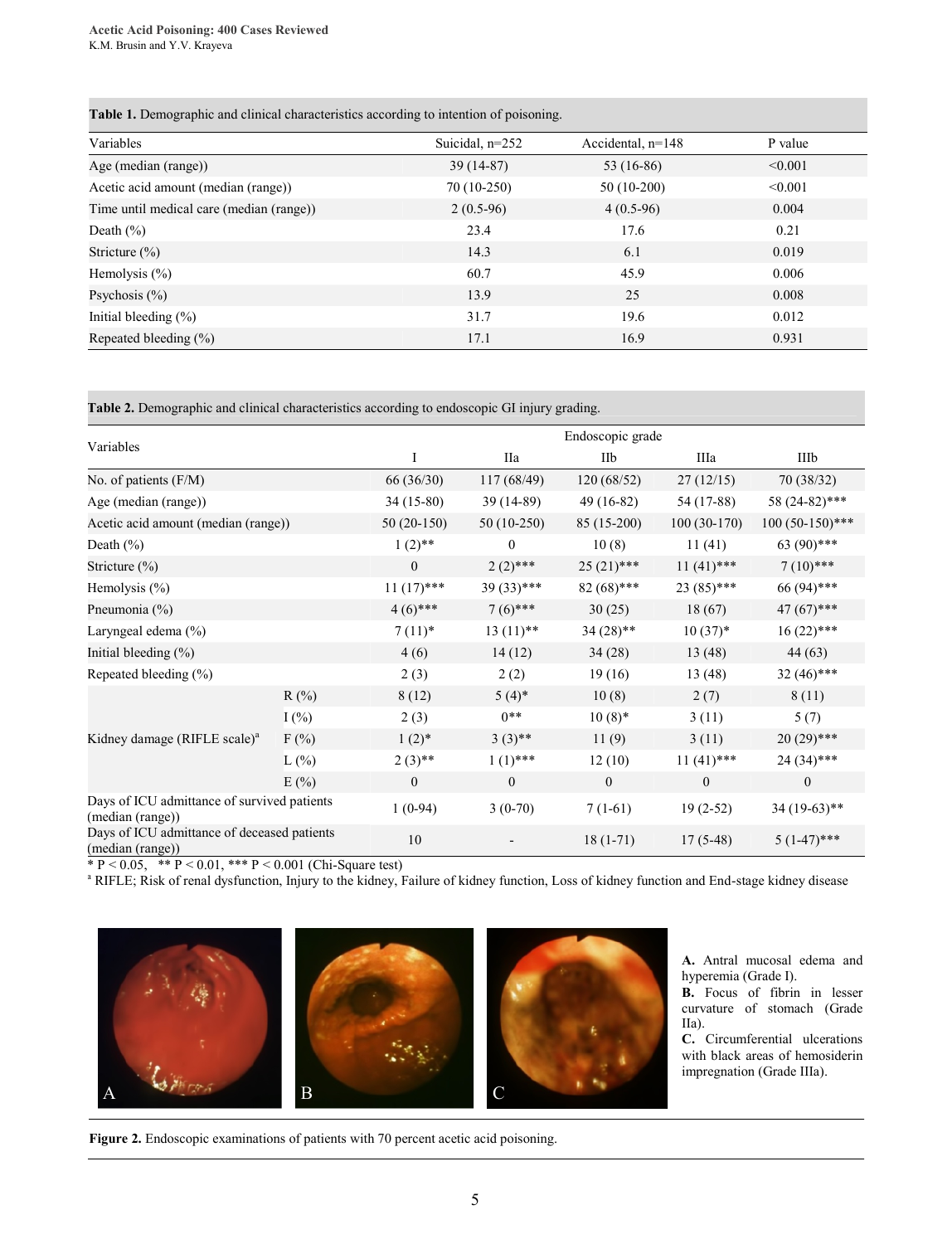**Table 1.** Demographic and clinical characteristics according to intention of poisoning.

| Variables | Suicidal, n=252 | Accidental, n=148 | P value |
|---|---|---|---|
| Age (median (range)) | 39 (14-87) | 53 (16-86) | <0.001 |
| Acetic acid amount (median (range)) | 70 (10-250) | 50 (10-200) | <0.001 |
| Time until medical care (median (range)) | 2 (0.5-96) | 4 (0.5-96) | 0.004 |
| Death (%) | 23.4 | 17.6 | 0.21 |
| Stricture (%) | 14.3 | 6.1 | 0.019 |
| Hemolysis (%) | 60.7 | 45.9 | 0.006 |
| Psychosis (%) | 13.9 | 25 | 0.008 |
| Initial bleeding (%) | 31.7 | 19.6 | 0.012 |
| Repeated bleeding (%) | 17.1 | 16.9 | 0.931 |

**Table 2.** Demographic and clinical characteristics according to endoscopic GI injury grading.

| Variables | | Endoscopic grade | | | | |
|---|---|---|---|---|---|---|
| | | I | IIa | IIb | IIIa | IIIb |
| No. of patients (F/M) | | 66 (36/30) | 117 (68/49) | 120 (68/52) | 27 (12/15) | 70 (38/32) |
| Age (median (range)) | | 34 (15-80) | 39 (14-89) | 49 (16-82) | 54 (17-88) | 58 (24-82)*** |
| Acetic acid amount (median (range)) | | 50 (20-150) | 50 (10-250) | 85 (15-200) | 100 (30-170) | 100 (50-150)*** |
| Death (%) | | 1 (2)** | 0 | 10 (8) | 11 (41) | 63 (90)*** |
| Stricture (%) | | 0 | 2 (2)*** | 25 (21)*** | 11 (41)*** | 7 (10)*** |
| Hemolysis (%) | | 11 (17)*** | 39 (33)*** | 82 (68)*** | 23 (85)*** | 66 (94)*** |
| Pneumonia (%) | | 4 (6)*** | 7 (6)*** | 30 (25) | 18 (67) | 47 (67)*** |
| Laryngeal edema (%) | | 7 (11)* | 13 (11)** | 34 (28)** | 10 (37)* | 16 (22)*** |
| Initial bleeding (%) | | 4 (6) | 14 (12) | 34 (28) | 13 (48) | 44 (63) |
| Repeated bleeding (%) | | 2 (3) | 2 (2) | 19 (16) | 13 (48) | 32 (46)*** |
| Kidney damage (RIFLE scale)[a] | R (%) | 8 (12) | 5 (4)* | 10 (8) | 2 (7) | 8 (11) |
| | I (%) | 2 (3) | 0** | 10 (8)* | 3 (11) | 5 (7) |
| | F (%) | 1 (2)* | 3 (3)** | 11 (9) | 3 (11) | 20 (29)*** |
| | L (%) | 2 (3)** | 1 (1)*** | 12 (10) | 11 (41)*** | 24 (34)*** |
| | E (%) | 0 | 0 | 0 | 0 | 0 |
| Days of ICU admittance of survived patients (median (range)) | | 1 (0-94) | 3 (0-70) | 7 (1-61) | 19 (2-52) | 34 (19-63)** |
| Days of ICU admittance of deceased patients (median (range)) | | 10 | - | 18 (1-71) | 17 (5-48) | 5 (1-47)*** |

\* P < 0.05, ** P < 0.01, *** P < 0.001 (Chi-Square test)

[a] RIFLE; Risk of renal dysfunction, Injury to the kidney, Failure of kidney function, Loss of kidney function and End-stage kidney disease

**A.** Antral mucosal edema and hyperemia (Grade I).
**B.** Focus of fibrin in lesser curvature of stomach (Grade IIa).
**C.** Circumferential ulcerations with black areas of hemosiderin impregnation (Grade IIIa).

**Figure 2.** Endoscopic examinations of patients with 70 percent acetic acid poisoning.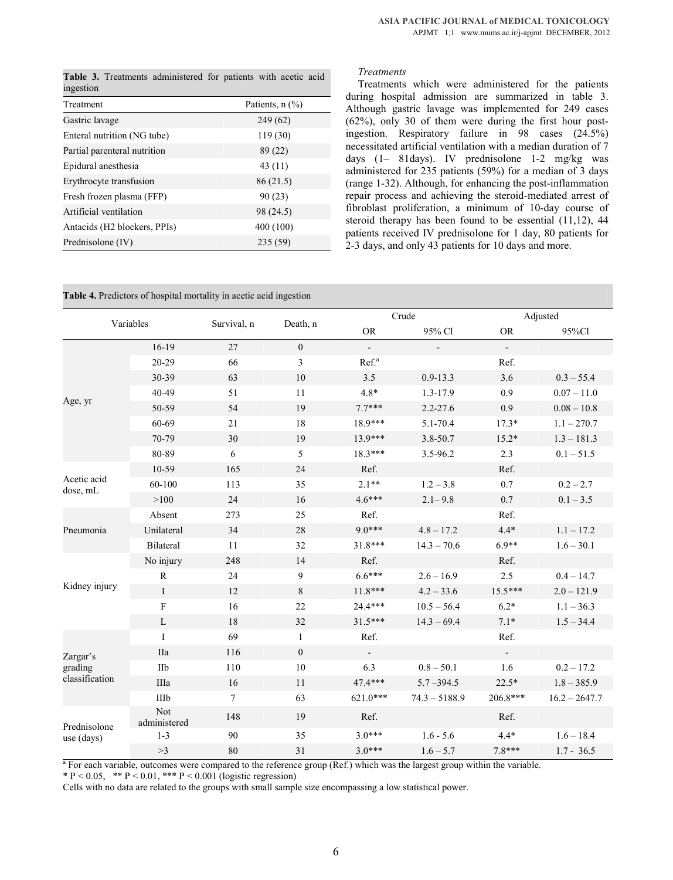**Table 3.** Treatments administered for patients with acetic acid ingestion

| Treatment | Patients, n (%) |
|---|---|
| Gastric lavage | 249 (62) |
| Enteral nutrition (NG tube) | 119 (30) |
| Partial parenteral nutrition | 89 (22) |
| Epidural anesthesia | 43 (11) |
| Erythrocyte transfusion | 86 (21.5) |
| Fresh frozen plasma (FFP) | 90 (23) |
| Artificial ventilation | 98 (24.5) |
| Antacids (H2 blockers, PPIs) | 400 (100) |
| Prednisolone (IV) | 235 (59) |

*Treatments*

Treatments which were administered for the patients during hospital admission are summarized in table 3. Although gastric lavage was implemented for 249 cases (62%), only 30 of them were during the first hour post-ingestion. Respiratory failure in 98 cases (24.5%) necessitated artificial ventilation with a median duration of 7 days (1– 81days). IV prednisolone 1-2 mg/kg was administered for 235 patients (59%) for a median of 3 days (range 1-32). Although, for enhancing the post-inflammation repair process and achieving the steroid-mediated arrest of fibroblast proliferation, a minimum of 10-day course of steroid therapy has been found to be essential (11,12), 44 patients received IV prednisolone for 1 day, 80 patients for 2-3 days, and only 43 patients for 10 days and more.

**Table 4.** Predictors of hospital mortality in acetic acid ingestion

| Variables | | Survival, n | Death, n | Crude | | Adjusted | |
|---|---|---|---|---|---|---|---|
| | | | | OR | 95% Cl | OR | 95%Cl |
| Age, yr | 16-19 | 27 | 0 | - | - | - | |
| | 20-29 | 66 | 3 | Ref.[a] | | Ref. | |
| | 30-39 | 63 | 10 | 3.5 | 0.9-13.3 | 3.6 | 0.3 – 55.4 |
| | 40-49 | 51 | 11 | 4.8* | 1.3-17.9 | 0.9 | 0.07 – 11.0 |
| | 50-59 | 54 | 19 | 7.7*** | 2.2-27.6 | 0.9 | 0.08 – 10.8 |
| | 60-69 | 21 | 18 | 18.9*** | 5.1-70.4 | 17.3* | 1.1 – 270.7 |
| | 70-79 | 30 | 19 | 13.9*** | 3.8-50.7 | 15.2* | 1.3 – 181.3 |
| | 80-89 | 6 | 5 | 18.3*** | 3.5-96.2 | 2.3 | 0.1 – 51.5 |
| Acetic acid dose, mL | 10-59 | 165 | 24 | Ref. | | Ref. | |
| | 60-100 | 113 | 35 | 2.1** | 1.2 – 3.8 | 0.7 | 0.2 – 2.7 |
| | >100 | 24 | 16 | 4.6*** | 2.1– 9.8 | 0.7 | 0.1 – 3.5 |
| Pneumonia | Absent | 273 | 25 | Ref. | | Ref. | |
| | Unilateral | 34 | 28 | 9.0*** | 4.8 – 17.2 | 4.4* | 1.1 – 17.2 |
| | Bilateral | 11 | 32 | 31.8*** | 14.3 – 70.6 | 6.9** | 1.6 – 30.1 |
| Kidney injury | No injury | 248 | 14 | Ref. | | Ref. | |
| | R | 24 | 9 | 6.6*** | 2.6 – 16.9 | 2.5 | 0.4 – 14.7 |
| | I | 12 | 8 | 11.8*** | 4.2 – 33.6 | 15.5*** | 2.0 – 121.9 |
| | F | 16 | 22 | 24.4*** | 10.5 – 56.4 | 6.2* | 1.1 – 36.3 |
| | L | 18 | 32 | 31.5*** | 14.3 – 69.4 | 7.1* | 1.5 – 34.4 |
| Zargar's grading classification | I | 69 | 1 | Ref. | | Ref. | |
| | IIa | 116 | 0 | - | | - | |
| | IIb | 110 | 10 | 6.3 | 0.8 – 50.1 | 1.6 | 0.2 – 17.2 |
| | IIIa | 16 | 11 | 47.4*** | 5.7 –394.5 | 22.5* | 1.8 – 385.9 |
| | IIIb | 7 | 63 | 621.0*** | 74.3 – 5188.9 | 206.8*** | 16.2 – 2647.7 |
| Prednisolone use (days) | Not administered | 148 | 19 | Ref. | | Ref. | |
| | 1-3 | 90 | 35 | 3.0*** | 1.6 - 5.6 | 4.4* | 1.6 – 18.4 |
| | >3 | 80 | 31 | 3.0*** | 1.6 – 5.7 | 7.8*** | 1.7 - 36.5 |

[a] For each variable, outcomes were compared to the reference group (Ref.) which was the largest group within the variable.

* $P < 0.05$, ** $P < 0.01$, *** $P < 0.001$ (logistic regression)

Cells with no data are related to the groups with small sample size encompassing a low statistical power.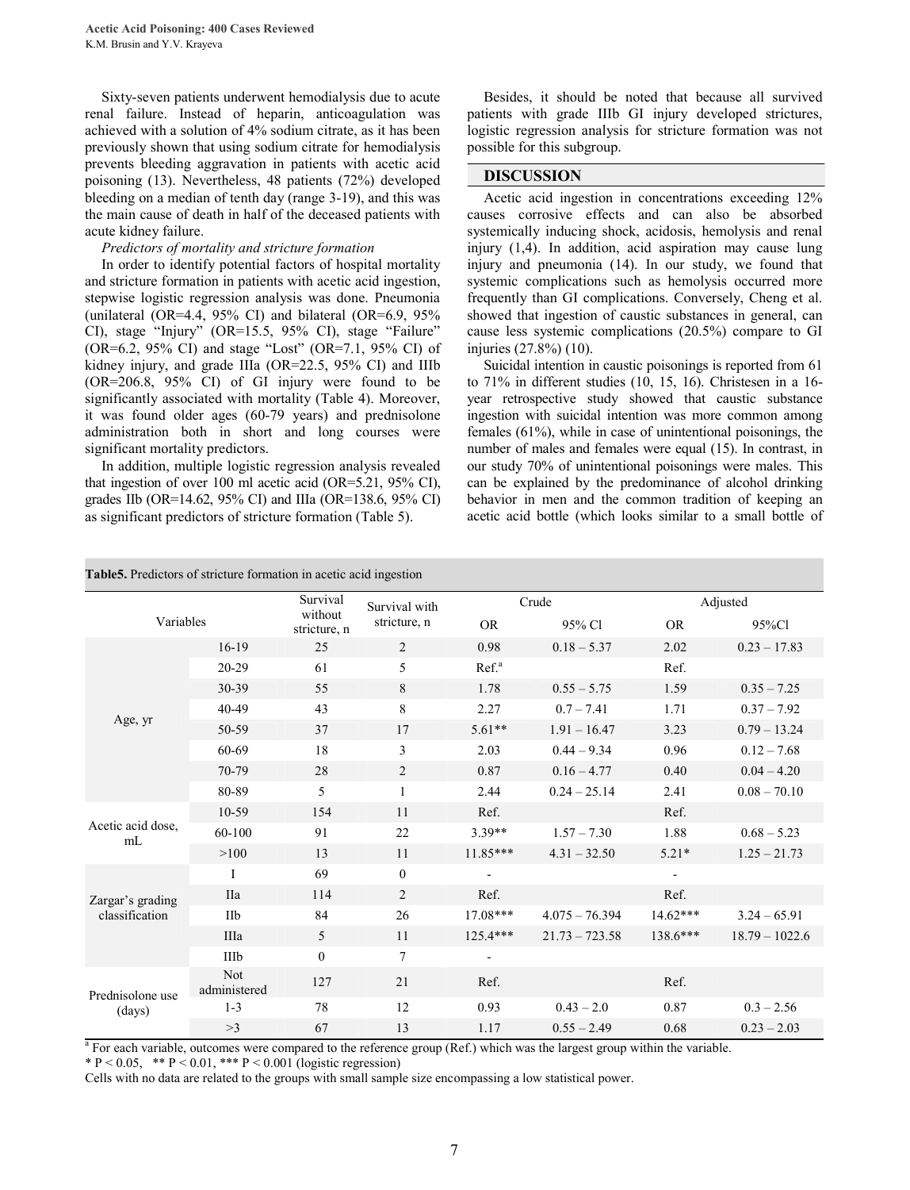Sixty-seven patients underwent hemodialysis due to acute renal failure. Instead of heparin, anticoagulation was achieved with a solution of 4% sodium citrate, as it has been previously shown that using sodium citrate for hemodialysis prevents bleeding aggravation in patients with acetic acid poisoning (13). Nevertheless, 48 patients (72%) developed bleeding on a median of tenth day (range 3-19), and this was the main cause of death in half of the deceased patients with acute kidney failure.

*Predictors of mortality and stricture formation*

In order to identify potential factors of hospital mortality and stricture formation in patients with acetic acid ingestion, stepwise logistic regression analysis was done. Pneumonia (unilateral (OR=4.4, 95% CI) and bilateral (OR=6.9, 95% CI), stage "Injury" (OR=15.5, 95% CI), stage "Failure" (OR=6.2, 95% CI) and stage "Lost" (OR=7.1, 95% CI) of kidney injury, and grade IIIa (OR=22.5, 95% CI) and IIIb (OR=206.8, 95% CI) of GI injury were found to be significantly associated with mortality (Table 4). Moreover, it was found older ages (60-79 years) and prednisolone administration both in short and long courses were significant mortality predictors.

In addition, multiple logistic regression analysis revealed that ingestion of over 100 ml acetic acid (OR=5.21, 95% CI), grades IIb (OR=14.62, 95% CI) and IIIa (OR=138.6, 95% CI) as significant predictors of stricture formation (Table 5).

Besides, it should be noted that because all survived patients with grade IIIb GI injury developed strictures, logistic regression analysis for stricture formation was not possible for this subgroup.

## DISCUSSION

Acetic acid ingestion in concentrations exceeding 12% causes corrosive effects and can also be absorbed systemically inducing shock, acidosis, hemolysis and renal injury (1,4). In addition, acid aspiration may cause lung injury and pneumonia (14). In our study, we found that systemic complications such as hemolysis occurred more frequently than GI complications. Conversely, Cheng et al. showed that ingestion of caustic substances in general, can cause less systemic complications (20.5%) compare to GI injuries (27.8%) (10).

Suicidal intention in caustic poisonings is reported from 61 to 71% in different studies (10, 15, 16). Christesen in a 16-year retrospective study showed that caustic substance ingestion with suicidal intention was more common among females (61%), while in case of unintentional poisonings, the number of males and females were equal (15). In contrast, in our study 70% of unintentional poisonings were males. This can be explained by the predominance of alcohol drinking behavior in men and the common tradition of keeping an acetic acid bottle (which looks similar to a small bottle of

**Table5.** Predictors of stricture formation in acetic acid ingestion

| Variables | | Survival without stricture, n | Survival with stricture, n | Crude | | Adjusted | |
|---|---|---|---|---|---|---|---|
| | | | | OR | 95% Cl | OR | 95%Cl |
| Age, yr | 16-19 | 25 | 2 | 0.98 | 0.18 – 5.37 | 2.02 | 0.23 – 17.83 |
| | 20-29 | 61 | 5 | Ref.[a] | | Ref. | |
| | 30-39 | 55 | 8 | 1.78 | 0.55 – 5.75 | 1.59 | 0.35 – 7.25 |
| | 40-49 | 43 | 8 | 2.27 | 0.7 – 7.41 | 1.71 | 0.37 – 7.92 |
| | 50-59 | 37 | 17 | 5.61** | 1.91 – 16.47 | 3.23 | 0.79 – 13.24 |
| | 60-69 | 18 | 3 | 2.03 | 0.44 – 9.34 | 0.96 | 0.12 – 7.68 |
| | 70-79 | 28 | 2 | 0.87 | 0.16 – 4.77 | 0.40 | 0.04 – 4.20 |
| | 80-89 | 5 | 1 | 2.44 | 0.24 – 25.14 | 2.41 | 0.08 – 70.10 |
| Acetic acid dose, mL | 10-59 | 154 | 11 | Ref. | | Ref. | |
| | 60-100 | 91 | 22 | 3.39** | 1.57 – 7.30 | 1.88 | 0.68 – 5.23 |
| | >100 | 13 | 11 | 11.85*** | 4.31 – 32.50 | 5.21* | 1.25 – 21.73 |
| Zargar's grading classification | I | 69 | 0 | - | | - | |
| | IIa | 114 | 2 | Ref. | | Ref. | |
| | IIb | 84 | 26 | 17.08*** | 4.075 – 76.394 | 14.62*** | 3.24 – 65.91 |
| | IIIa | 5 | 11 | 125.4*** | 21.73 – 723.58 | 138.6*** | 18.79 – 1022.6 |
| | IIIb | 0 | 7 | - | | | |
| Prednisolone use (days) | Not administered | 127 | 21 | Ref. | | Ref. | |
| | 1-3 | 78 | 12 | 0.93 | 0.43 – 2.0 | 0.87 | 0.3 – 2.56 |
| | >3 | 67 | 13 | 1.17 | 0.55 – 2.49 | 0.68 | 0.23 – 2.03 |

[a] For each variable, outcomes were compared to the reference group (Ref.) which was the largest group within the variable.

* $P < 0.05$, ** $P < 0.01$, *** $P < 0.001$ (logistic regression)

Cells with no data are related to the groups with small sample size encompassing a low statistical power.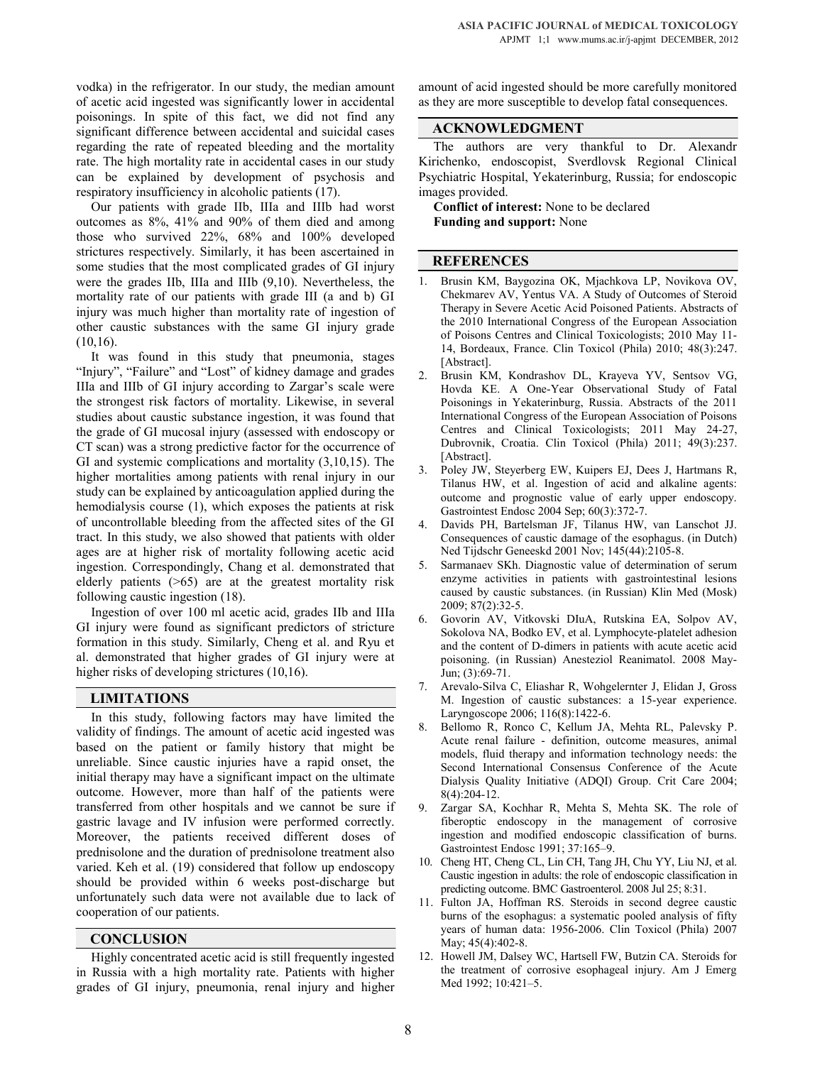vodka) in the refrigerator. In our study, the median amount of acetic acid ingested was significantly lower in accidental poisonings. In spite of this fact, we did not find any significant difference between accidental and suicidal cases regarding the rate of repeated bleeding and the mortality rate. The high mortality rate in accidental cases in our study can be explained by development of psychosis and respiratory insufficiency in alcoholic patients (17).

Our patients with grade IIb, IIIa and IIIb had worst outcomes as 8%, 41% and 90% of them died and among those who survived 22%, 68% and 100% developed strictures respectively. Similarly, it has been ascertained in some studies that the most complicated grades of GI injury were the grades IIb, IIIa and IIIb (9,10). Nevertheless, the mortality rate of our patients with grade III (a and b) GI injury was much higher than mortality rate of ingestion of other caustic substances with the same GI injury grade (10,16).

It was found in this study that pneumonia, stages "Injury", "Failure" and "Lost" of kidney damage and grades IIIa and IIIb of GI injury according to Zargar's scale were the strongest risk factors of mortality. Likewise, in several studies about caustic substance ingestion, it was found that the grade of GI mucosal injury (assessed with endoscopy or CT scan) was a strong predictive factor for the occurrence of GI and systemic complications and mortality (3,10,15). The higher mortalities among patients with renal injury in our study can be explained by anticoagulation applied during the hemodialysis course (1), which exposes the patients at risk of uncontrollable bleeding from the affected sites of the GI tract. In this study, we also showed that patients with older ages are at higher risk of mortality following acetic acid ingestion. Correspondingly, Chang et al. demonstrated that elderly patients (>65) are at the greatest mortality risk following caustic ingestion (18).

Ingestion of over 100 ml acetic acid, grades IIb and IIIa GI injury were found as significant predictors of stricture formation in this study. Similarly, Cheng et al. and Ryu et al. demonstrated that higher grades of GI injury were at higher risks of developing strictures (10,16).

## LIMITATIONS

In this study, following factors may have limited the validity of findings. The amount of acetic acid ingested was based on the patient or family history that might be unreliable. Since caustic injuries have a rapid onset, the initial therapy may have a significant impact on the ultimate outcome. However, more than half of the patients were transferred from other hospitals and we cannot be sure if gastric lavage and IV infusion were performed correctly. Moreover, the patients received different doses of prednisolone and the duration of prednisolone treatment also varied. Keh et al. (19) considered that follow up endoscopy should be provided within 6 weeks post-discharge but unfortunately such data were not available due to lack of cooperation of our patients.

## CONCLUSION

Highly concentrated acetic acid is still frequently ingested in Russia with a high mortality rate. Patients with higher grades of GI injury, pneumonia, renal injury and higher amount of acid ingested should be more carefully monitored as they are more susceptible to develop fatal consequences.

## ACKNOWLEDGMENT

The authors are very thankful to Dr. Alexandr Kirichenko, endoscopist, Sverdlovsk Regional Clinical Psychiatric Hospital, Yekaterinburg, Russia; for endoscopic images provided.

**Conflict of interest:** None to be declared

**Funding and support:** None

## REFERENCES

1. Brusin KM, Baygozina OK, Mjachkova LP, Novikova OV, Chekmarev AV, Yentus VA. A Study of Outcomes of Steroid Therapy in Severe Acetic Acid Poisoned Patients. Abstracts of the 2010 International Congress of the European Association of Poisons Centres and Clinical Toxicologists; 2010 May 11-14, Bordeaux, France. Clin Toxicol (Phila) 2010; 48(3):247. [Abstract].
2. Brusin KM, Kondrashov DL, Krayeva YV, Sentsov VG, Hovda KE. A One-Year Observational Study of Fatal Poisonings in Yekaterinburg, Russia. Abstracts of the 2011 International Congress of the European Association of Poisons Centres and Clinical Toxicologists; 2011 May 24-27, Dubrovnik, Croatia. Clin Toxicol (Phila) 2011; 49(3):237. [Abstract].
3. Poley JW, Steyerberg EW, Kuipers EJ, Dees J, Hartmans R, Tilanus HW, et al. Ingestion of acid and alkaline agents: outcome and prognostic value of early upper endoscopy. Gastrointest Endosc 2004 Sep; 60(3):372-7.
4. Davids PH, Bartelsman JF, Tilanus HW, van Lanschot JJ. Consequences of caustic damage of the esophagus. (in Dutch) Ned Tijdschr Geneeskd 2001 Nov; 145(44):2105-8.
5. Sarmanaev SKh. Diagnostic value of determination of serum enzyme activities in patients with gastrointestinal lesions caused by caustic substances. (in Russian) Klin Med (Mosk) 2009; 87(2):32-5.
6. Govorin AV, Vitkovski DIuA, Rutskina EA, Solpov AV, Sokolova NA, Bodko EV, et al. Lymphocyte-platelet adhesion and the content of D-dimers in patients with acute acetic acid poisoning. (in Russian) Anesteziol Reanimatol. 2008 May-Jun; (3):69-71.
7. Arevalo-Silva C, Eliashar R, Wohgelernter J, Elidan J, Gross M. Ingestion of caustic substances: a 15-year experience. Laryngoscope 2006; 116(8):1422-6.
8. Bellomo R, Ronco C, Kellum JA, Mehta RL, Palevsky P. Acute renal failure - definition, outcome measures, animal models, fluid therapy and information technology needs: the Second International Consensus Conference of the Acute Dialysis Quality Initiative (ADQI) Group. Crit Care 2004; 8(4):204-12.
9. Zargar SA, Kochhar R, Mehta S, Mehta SK. The role of fiberoptic endoscopy in the management of corrosive ingestion and modified endoscopic classification of burns. Gastrointest Endosc 1991; 37:165–9.
10. Cheng HT, Cheng CL, Lin CH, Tang JH, Chu YY, Liu NJ, et al. Caustic ingestion in adults: the role of endoscopic classification in predicting outcome. BMC Gastroenterol. 2008 Jul 25; 8:31.
11. Fulton JA, Hoffman RS. Steroids in second degree caustic burns of the esophagus: a systematic pooled analysis of fifty years of human data: 1956-2006. Clin Toxicol (Phila) 2007 May; 45(4):402-8.
12. Howell JM, Dalsey WC, Hartsell FW, Butzin CA. Steroids for the treatment of corrosive esophageal injury. Am J Emerg Med 1992; 10:421–5.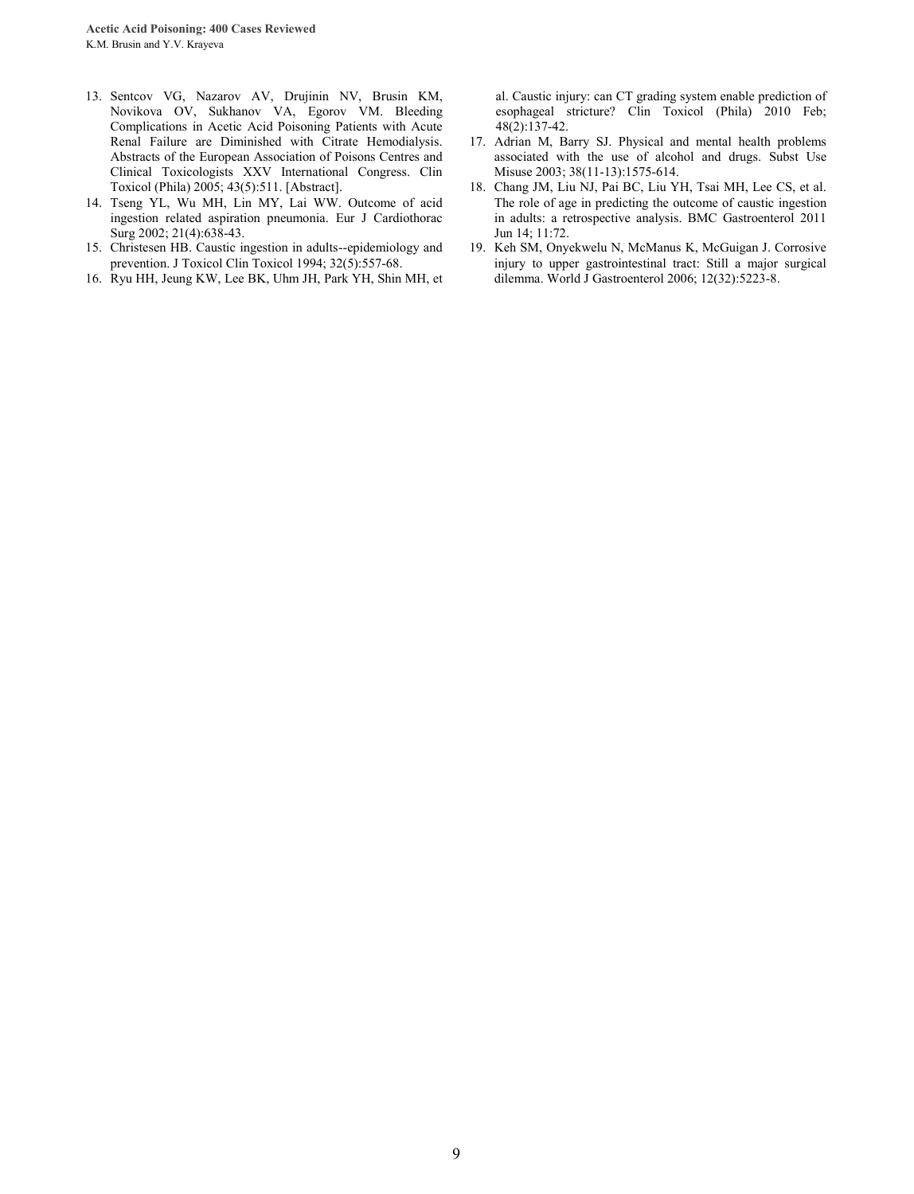13. Sentcov VG, Nazarov AV, Drujinin NV, Brusin KM, Novikova OV, Sukhanov VA, Egorov VM. Bleeding Complications in Acetic Acid Poisoning Patients with Acute Renal Failure are Diminished with Citrate Hemodialysis. Abstracts of the European Association of Poisons Centres and Clinical Toxicologists XXV International Congress. Clin Toxicol (Phila) 2005; 43(5):511. [Abstract].
14. Tseng YL, Wu MH, Lin MY, Lai WW. Outcome of acid ingestion related aspiration pneumonia. Eur J Cardiothorac Surg 2002; 21(4):638-43.
15. Christesen HB. Caustic ingestion in adults--epidemiology and prevention. J Toxicol Clin Toxicol 1994; 32(5):557-68.
16. Ryu HH, Jeung KW, Lee BK, Uhm JH, Park YH, Shin MH, et al. Caustic injury: can CT grading system enable prediction of esophageal stricture? Clin Toxicol (Phila) 2010 Feb; 48(2):137-42.
17. Adrian M, Barry SJ. Physical and mental health problems associated with the use of alcohol and drugs. Subst Use Misuse 2003; 38(11-13):1575-614.
18. Chang JM, Liu NJ, Pai BC, Liu YH, Tsai MH, Lee CS, et al. The role of age in predicting the outcome of caustic ingestion in adults: a retrospective analysis. BMC Gastroenterol 2011 Jun 14; 11:72.
19. Keh SM, Onyekwelu N, McManus K, McGuigan J. Corrosive injury to upper gastrointestinal tract: Still a major surgical dilemma. World J Gastroenterol 2006; 12(32):5223-8.